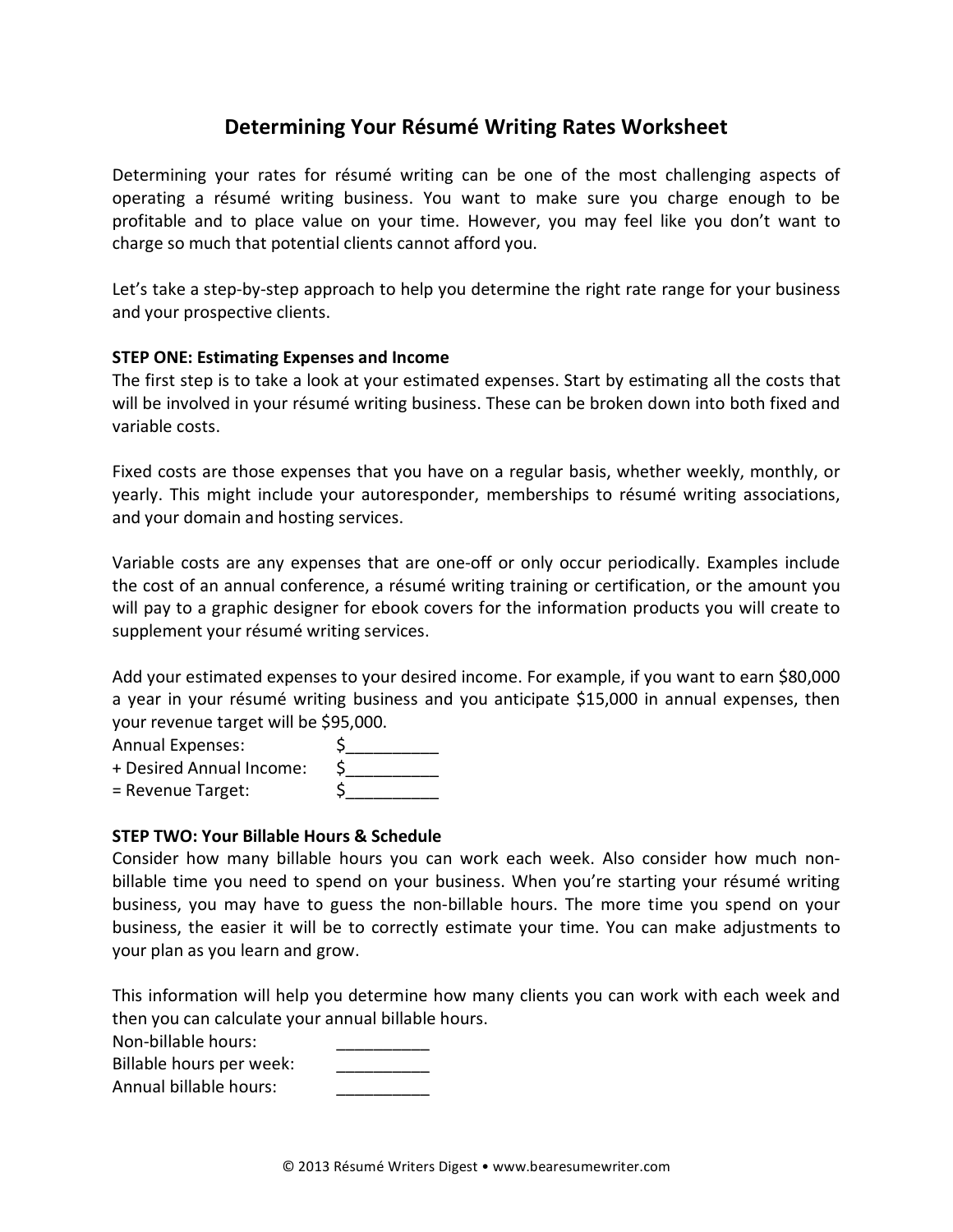# Determining Your Résumé Writing Rates Worksheet

Determining your rates for résumé writing can be one of the most challenging aspects of operating a résumé writing business. You want to make sure you charge enough to be profitable and to place value on your time. However, you may feel like you don't want to charge so much that potential clients cannot afford you.

Let's take a step-by-step approach to help you determine the right rate range for your business and your prospective clients.

**STEP ONE: Estimating Expenses and Income**

The first step is to take a look at your estimated expenses. Start by estimating all the costs that will be involved in your résumé writing business. These can be broken down into both fixed and variable costs.

Fixed costs are those expenses that you have on a regular basis, whether weekly, monthly, or yearly. This might include your autoresponder, memberships to résumé writing associations, and your domain and hosting services.

Variable costs are any expenses that are one-off or only occur periodically. Examples include the cost of an annual conference, a résumé writing training or certification, or the amount you will pay to a graphic designer for ebook covers for the information products you will create to supplement your résumé writing services.

Add your estimated expenses to your desired income. For example, if you want to earn $80,000 a year in your résumé writing business and you anticipate $15,000 in annual expenses, then your revenue target will be $95,000.

Annual Expenses: $__________
+ Desired Annual Income: $__________
= Revenue Target: $__________

**STEP TWO: Your Billable Hours & Schedule**

Consider how many billable hours you can work each week. Also consider how much non-billable time you need to spend on your business. When you're starting your résumé writing business, you may have to guess the non-billable hours. The more time you spend on your business, the easier it will be to correctly estimate your time. You can make adjustments to your plan as you learn and grow.

This information will help you determine how many clients you can work with each week and then you can calculate your annual billable hours.

Non-billable hours: __________
Billable hours per week: __________
Annual billable hours: __________

© 2013 Résumé Writers Digest • www.bearesumewriter.com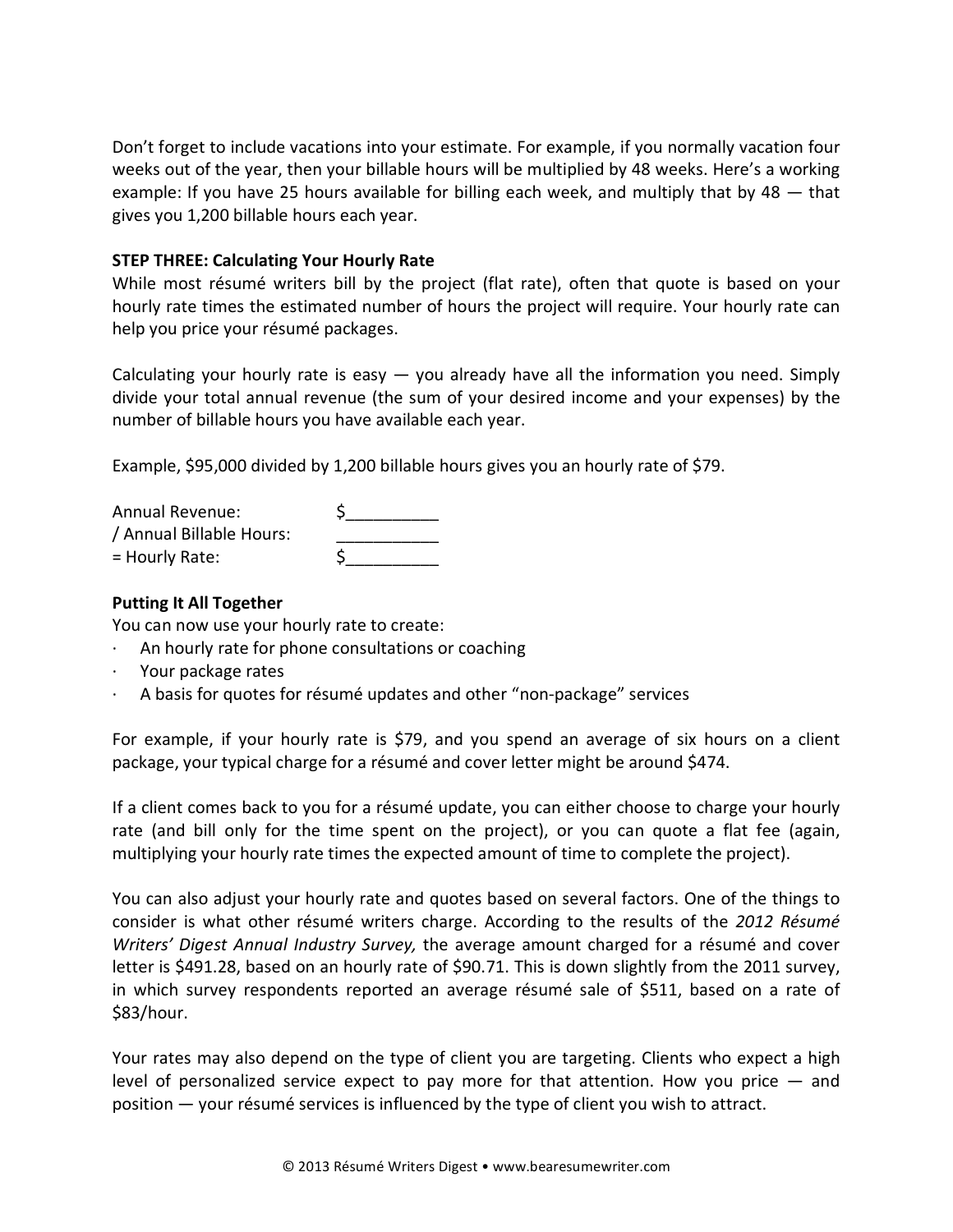Don't forget to include vacations into your estimate. For example, if you normally vacation four weeks out of the year, then your billable hours will be multiplied by 48 weeks. Here's a working example: If you have 25 hours available for billing each week, and multiply that by 48 — that gives you 1,200 billable hours each year.

**STEP THREE: Calculating Your Hourly Rate**

While most résumé writers bill by the project (flat rate), often that quote is based on your hourly rate times the estimated number of hours the project will require. Your hourly rate can help you price your résumé packages.

Calculating your hourly rate is easy — you already have all the information you need. Simply divide your total annual revenue (the sum of your desired income and your expenses) by the number of billable hours you have available each year.

Example, $95,000 divided by 1,200 billable hours gives you an hourly rate of $79.

Annual Revenue: $__________
/ Annual Billable Hours: ___________
= Hourly Rate: $__________

**Putting It All Together**

You can now use your hourly rate to create:

- An hourly rate for phone consultations or coaching
- Your package rates
- A basis for quotes for résumé updates and other "non-package" services

For example, if your hourly rate is $79, and you spend an average of six hours on a client package, your typical charge for a résumé and cover letter might be around $474.

If a client comes back to you for a résumé update, you can either choose to charge your hourly rate (and bill only for the time spent on the project), or you can quote a flat fee (again, multiplying your hourly rate times the expected amount of time to complete the project).

You can also adjust your hourly rate and quotes based on several factors. One of the things to consider is what other résumé writers charge. According to the results of the *2012 Résumé Writers' Digest Annual Industry Survey,* the average amount charged for a résumé and cover letter is $491.28, based on an hourly rate of $90.71. This is down slightly from the 2011 survey, in which survey respondents reported an average résumé sale of $511, based on a rate of $83/hour.

Your rates may also depend on the type of client you are targeting. Clients who expect a high level of personalized service expect to pay more for that attention. How you price — and position — your résumé services is influenced by the type of client you wish to attract.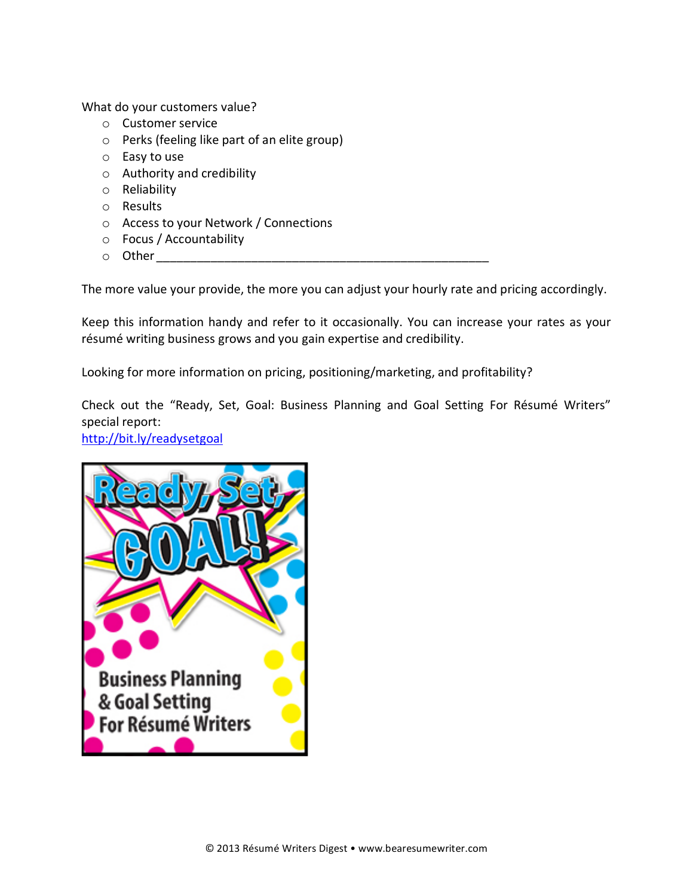What do your customers value?

- Customer service
- Perks (feeling like part of an elite group)
- Easy to use
- Authority and credibility
- Reliability
- Results
- Access to your Network / Connections
- Focus / Accountability
- Other ___________________________________________________

The more value your provide, the more you can adjust your hourly rate and pricing accordingly.

Keep this information handy and refer to it occasionally. You can increase your rates as your résumé writing business grows and you gain expertise and credibility.

Looking for more information on pricing, positioning/marketing, and profitability?

Check out the "Ready, Set, Goal: Business Planning and Goal Setting For Résumé Writers" special report:
http://bit.ly/readysetgoal

Ready, Set, GOAL!

Business Planning & Goal Setting For Résumé Writers

© 2013 Résumé Writers Digest • www.bearesumewriter.com